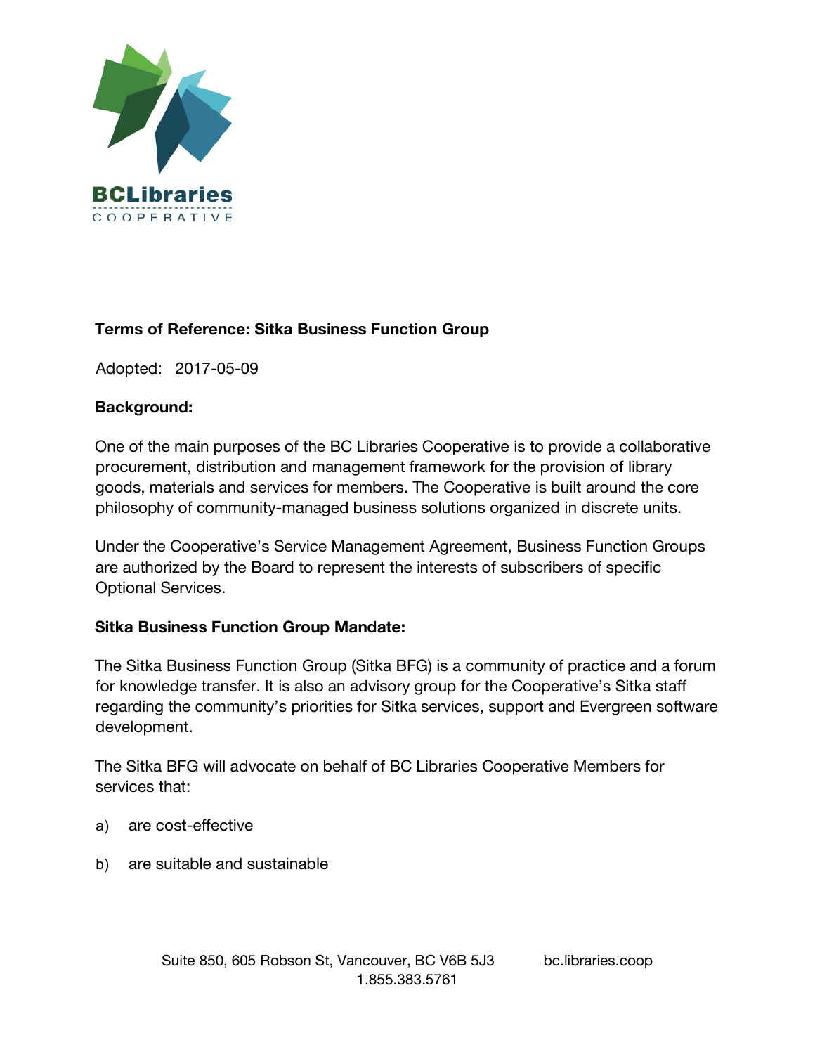# Terms of Reference: Sitka Business Function Group

Adopted: 2017-05-09

## Background:

One of the main purposes of the BC Libraries Cooperative is to provide a collaborative procurement, distribution and management framework for the provision of library goods, materials and services for members. The Cooperative is built around the core philosophy of community-managed business solutions organized in discrete units.

Under the Cooperative's Service Management Agreement, Business Function Groups are authorized by the Board to represent the interests of subscribers of specific Optional Services.

## Sitka Business Function Group Mandate:

The Sitka Business Function Group (Sitka BFG) is a community of practice and a forum for knowledge transfer. It is also an advisory group for the Cooperative's Sitka staff regarding the community's priorities for Sitka services, support and Evergreen software development.

The Sitka BFG will advocate on behalf of BC Libraries Cooperative Members for services that:

a) are cost-effective

b) are suitable and sustainable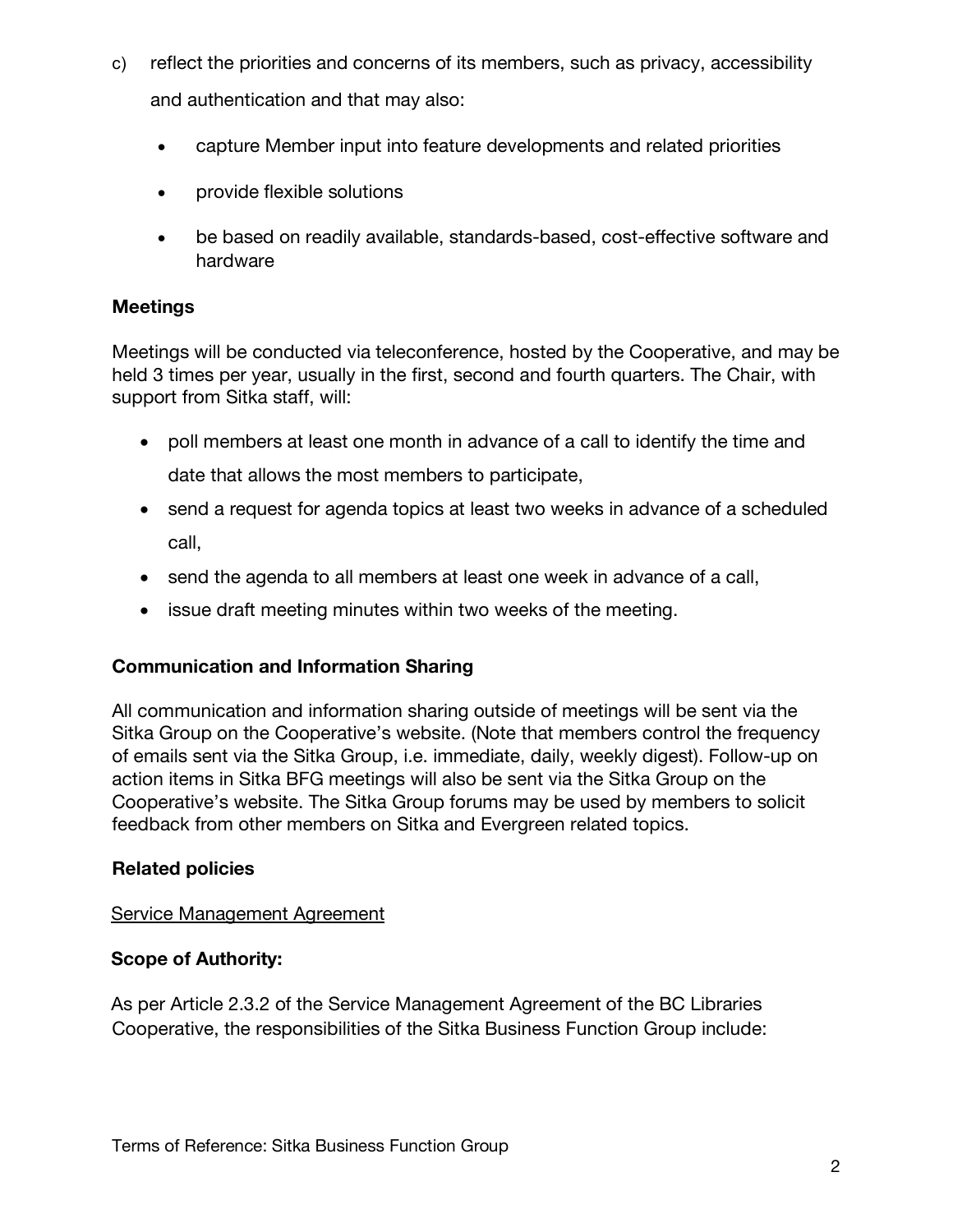c) reflect the priorities and concerns of its members, such as privacy, accessibility and authentication and that may also:

- capture Member input into feature developments and related priorities
- provide flexible solutions
- be based on readily available, standards-based, cost-effective software and hardware

**Meetings**

Meetings will be conducted via teleconference, hosted by the Cooperative, and may be held 3 times per year, usually in the first, second and fourth quarters. The Chair, with support from Sitka staff, will:

- poll members at least one month in advance of a call to identify the time and date that allows the most members to participate,
- send a request for agenda topics at least two weeks in advance of a scheduled call,
- send the agenda to all members at least one week in advance of a call,
- issue draft meeting minutes within two weeks of the meeting.

**Communication and Information Sharing**

All communication and information sharing outside of meetings will be sent via the Sitka Group on the Cooperative's website. (Note that members control the frequency of emails sent via the Sitka Group, i.e. immediate, daily, weekly digest). Follow-up on action items in Sitka BFG meetings will also be sent via the Sitka Group on the Cooperative's website. The Sitka Group forums may be used by members to solicit feedback from other members on Sitka and Evergreen related topics.

**Related policies**

Service Management Agreement

**Scope of Authority:**

As per Article 2.3.2 of the Service Management Agreement of the BC Libraries Cooperative, the responsibilities of the Sitka Business Function Group include: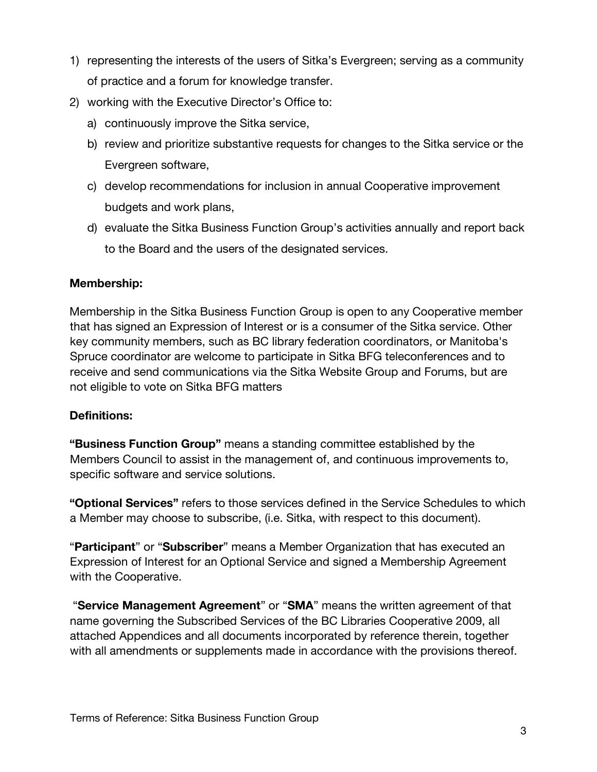1) representing the interests of the users of Sitka's Evergreen; serving as a community of practice and a forum for knowledge transfer.
2) working with the Executive Director's Office to:
   a) continuously improve the Sitka service,
   b) review and prioritize substantive requests for changes to the Sitka service or the Evergreen software,
   c) develop recommendations for inclusion in annual Cooperative improvement budgets and work plans,
   d) evaluate the Sitka Business Function Group's activities annually and report back to the Board and the users of the designated services.

**Membership:**

Membership in the Sitka Business Function Group is open to any Cooperative member that has signed an Expression of Interest or is a consumer of the Sitka service. Other key community members, such as BC library federation coordinators, or Manitoba's Spruce coordinator are welcome to participate in Sitka BFG teleconferences and to receive and send communications via the Sitka Website Group and Forums, but are not eligible to vote on Sitka BFG matters

**Definitions:**

**"Business Function Group"** means a standing committee established by the Members Council to assist in the management of, and continuous improvements to, specific software and service solutions.

**"Optional Services"** refers to those services defined in the Service Schedules to which a Member may choose to subscribe, (i.e. Sitka, with respect to this document).

"**Participant**" or "**Subscriber**" means a Member Organization that has executed an Expression of Interest for an Optional Service and signed a Membership Agreement with the Cooperative.

"**Service Management Agreement**" or "**SMA**" means the written agreement of that name governing the Subscribed Services of the BC Libraries Cooperative 2009, all attached Appendices and all documents incorporated by reference therein, together with all amendments or supplements made in accordance with the provisions thereof.